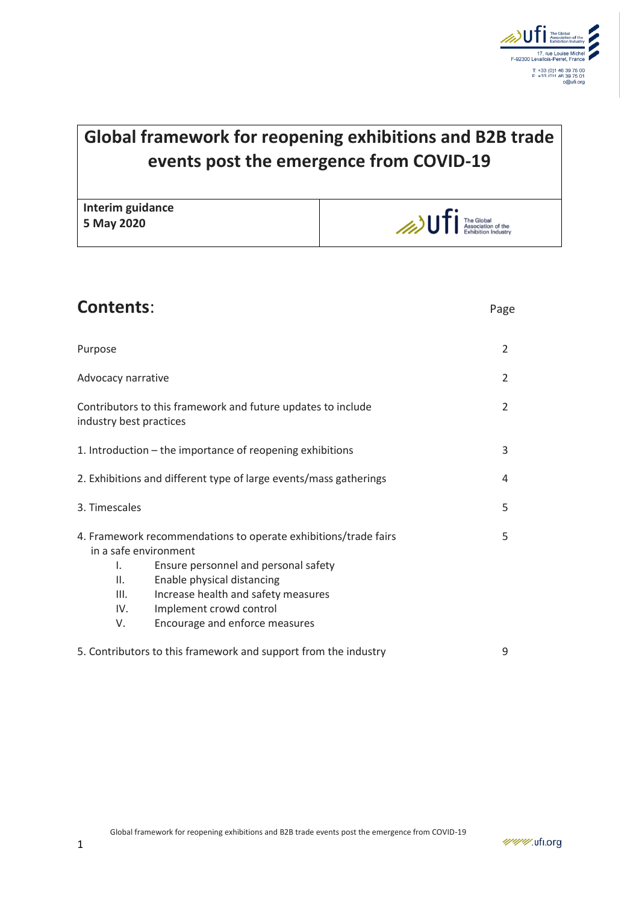# Global framework for reopening exhibitions and B2B trade events post the emergence from COVID-19

**Interim guidance**
**5 May 2020**

## Contents:

| | Page |
|---|---|
| Purpose | 2 |
| Advocacy narrative | 2 |
| Contributors to this framework and future updates to include industry best practices | 2 |
| 1. Introduction – the importance of reopening exhibitions | 3 |
| 2. Exhibitions and different type of large events/mass gatherings | 4 |
| 3. Timescales | 5 |
| 4. Framework recommendations to operate exhibitions/trade fairs in a safe environment<br>I. Ensure personnel and personal safety<br>II. Enable physical distancing<br>III. Increase health and safety measures<br>IV. Implement crowd control<br>V. Encourage and enforce measures | 5 |
| 5. Contributors to this framework and support from the industry | 9 |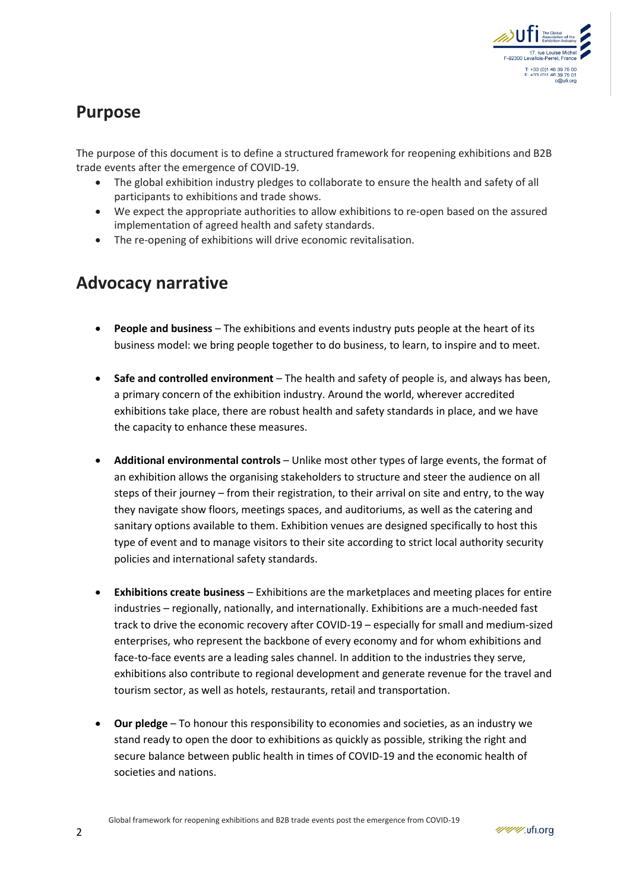## Purpose

The purpose of this document is to define a structured framework for reopening exhibitions and B2B trade events after the emergence of COVID-19.

- The global exhibition industry pledges to collaborate to ensure the health and safety of all participants to exhibitions and trade shows.
- We expect the appropriate authorities to allow exhibitions to re-open based on the assured implementation of agreed health and safety standards.
- The re-opening of exhibitions will drive economic revitalisation.

## Advocacy narrative

- **People and business** – The exhibitions and events industry puts people at the heart of its business model: we bring people together to do business, to learn, to inspire and to meet.

- **Safe and controlled environment** – The health and safety of people is, and always has been, a primary concern of the exhibition industry. Around the world, wherever accredited exhibitions take place, there are robust health and safety standards in place, and we have the capacity to enhance these measures.

- **Additional environmental controls** – Unlike most other types of large events, the format of an exhibition allows the organising stakeholders to structure and steer the audience on all steps of their journey – from their registration, to their arrival on site and entry, to the way they navigate show floors, meetings spaces, and auditoriums, as well as the catering and sanitary options available to them. Exhibition venues are designed specifically to host this type of event and to manage visitors to their site according to strict local authority security policies and international safety standards.

- **Exhibitions create business** – Exhibitions are the marketplaces and meeting places for entire industries – regionally, nationally, and internationally. Exhibitions are a much-needed fast track to drive the economic recovery after COVID-19 – especially for small and medium-sized enterprises, who represent the backbone of every economy and for whom exhibitions and face-to-face events are a leading sales channel. In addition to the industries they serve, exhibitions also contribute to regional development and generate revenue for the travel and tourism sector, as well as hotels, restaurants, retail and transportation.

- **Our pledge** – To honour this responsibility to economies and societies, as an industry we stand ready to open the door to exhibitions as quickly as possible, striking the right and secure balance between public health in times of COVID-19 and the economic health of societies and nations.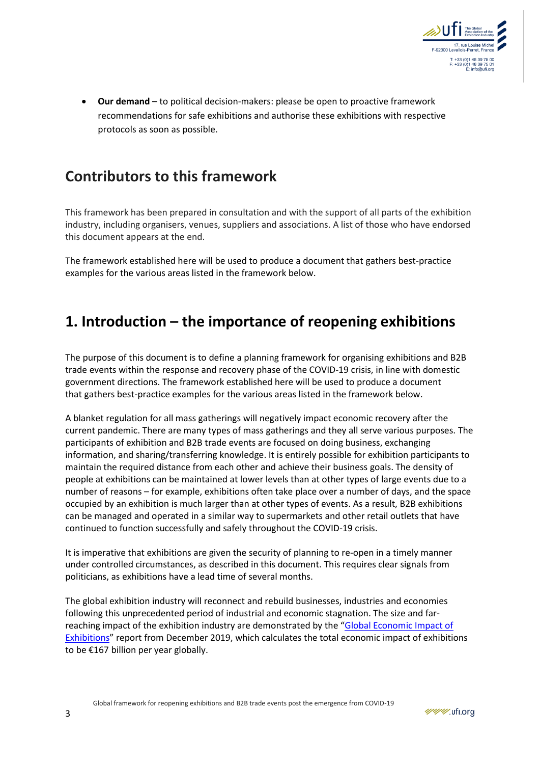- **Our demand** – to political decision-makers: please be open to proactive framework recommendations for safe exhibitions and authorise these exhibitions with respective protocols as soon as possible.

## Contributors to this framework

This framework has been prepared in consultation and with the support of all parts of the exhibition industry, including organisers, venues, suppliers and associations. A list of those who have endorsed this document appears at the end.

The framework established here will be used to produce a document that gathers best-practice examples for the various areas listed in the framework below.

## 1. Introduction – the importance of reopening exhibitions

The purpose of this document is to define a planning framework for organising exhibitions and B2B trade events within the response and recovery phase of the COVID-19 crisis, in line with domestic government directions. The framework established here will be used to produce a document that gathers best-practice examples for the various areas listed in the framework below.

A blanket regulation for all mass gatherings will negatively impact economic recovery after the current pandemic. There are many types of mass gatherings and they all serve various purposes. The participants of exhibition and B2B trade events are focused on doing business, exchanging information, and sharing/transferring knowledge. It is entirely possible for exhibition participants to maintain the required distance from each other and achieve their business goals. The density of people at exhibitions can be maintained at lower levels than at other types of large events due to a number of reasons – for example, exhibitions often take place over a number of days, and the space occupied by an exhibition is much larger than at other types of events. As a result, B2B exhibitions can be managed and operated in a similar way to supermarkets and other retail outlets that have continued to function successfully and safely throughout the COVID-19 crisis.

It is imperative that exhibitions are given the security of planning to re-open in a timely manner under controlled circumstances, as described in this document. This requires clear signals from politicians, as exhibitions have a lead time of several months.

The global exhibition industry will reconnect and rebuild businesses, industries and economies following this unprecedented period of industrial and economic stagnation. The size and far-reaching impact of the exhibition industry are demonstrated by the "Global Economic Impact of Exhibitions" report from December 2019, which calculates the total economic impact of exhibitions to be €167 billion per year globally.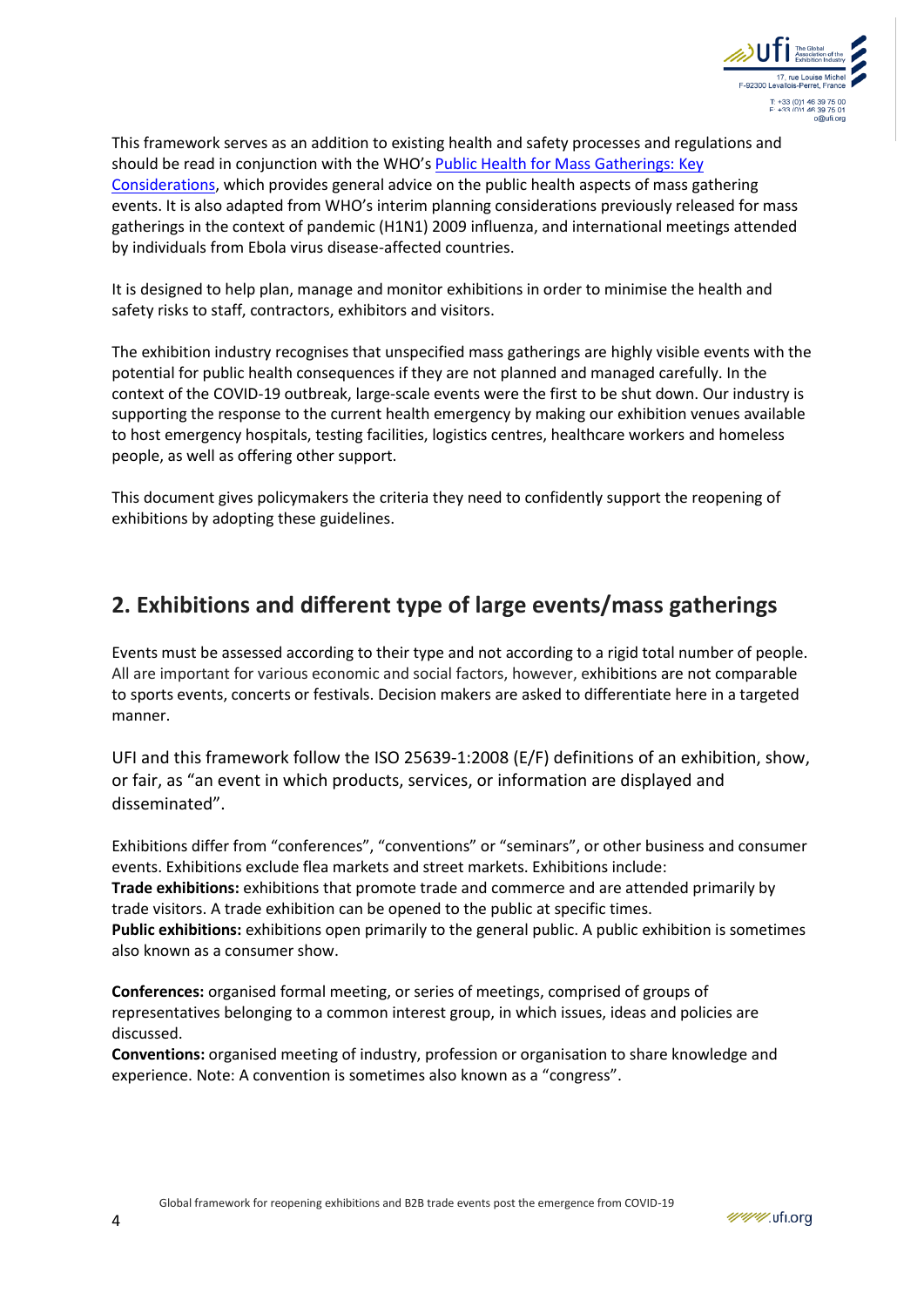This framework serves as an addition to existing health and safety processes and regulations and should be read in conjunction with the WHO's [Public Health for Mass Gatherings: Key Considerations](), which provides general advice on the public health aspects of mass gathering events. It is also adapted from WHO's interim planning considerations previously released for mass gatherings in the context of pandemic (H1N1) 2009 influenza, and international meetings attended by individuals from Ebola virus disease-affected countries.

It is designed to help plan, manage and monitor exhibitions in order to minimise the health and safety risks to staff, contractors, exhibitors and visitors.

The exhibition industry recognises that unspecified mass gatherings are highly visible events with the potential for public health consequences if they are not planned and managed carefully. In the context of the COVID-19 outbreak, large-scale events were the first to be shut down. Our industry is supporting the response to the current health emergency by making our exhibition venues available to host emergency hospitals, testing facilities, logistics centres, healthcare workers and homeless people, as well as offering other support.

This document gives policymakers the criteria they need to confidently support the reopening of exhibitions by adopting these guidelines.

## 2. Exhibitions and different type of large events/mass gatherings

Events must be assessed according to their type and not according to a rigid total number of people. All are important for various economic and social factors, however, exhibitions are not comparable to sports events, concerts or festivals. Decision makers are asked to differentiate here in a targeted manner.

UFI and this framework follow the ISO 25639-1:2008 (E/F) definitions of an exhibition, show, or fair, as "an event in which products, services, or information are displayed and disseminated".

Exhibitions differ from "conferences", "conventions" or "seminars", or other business and consumer events. Exhibitions exclude flea markets and street markets. Exhibitions include:
**Trade exhibitions:** exhibitions that promote trade and commerce and are attended primarily by trade visitors. A trade exhibition can be opened to the public at specific times.
**Public exhibitions:** exhibitions open primarily to the general public. A public exhibition is sometimes also known as a consumer show.

**Conferences:** organised formal meeting, or series of meetings, comprised of groups of representatives belonging to a common interest group, in which issues, ideas and policies are discussed.
**Conventions:** organised meeting of industry, profession or organisation to share knowledge and experience. Note: A convention is sometimes also known as a "congress".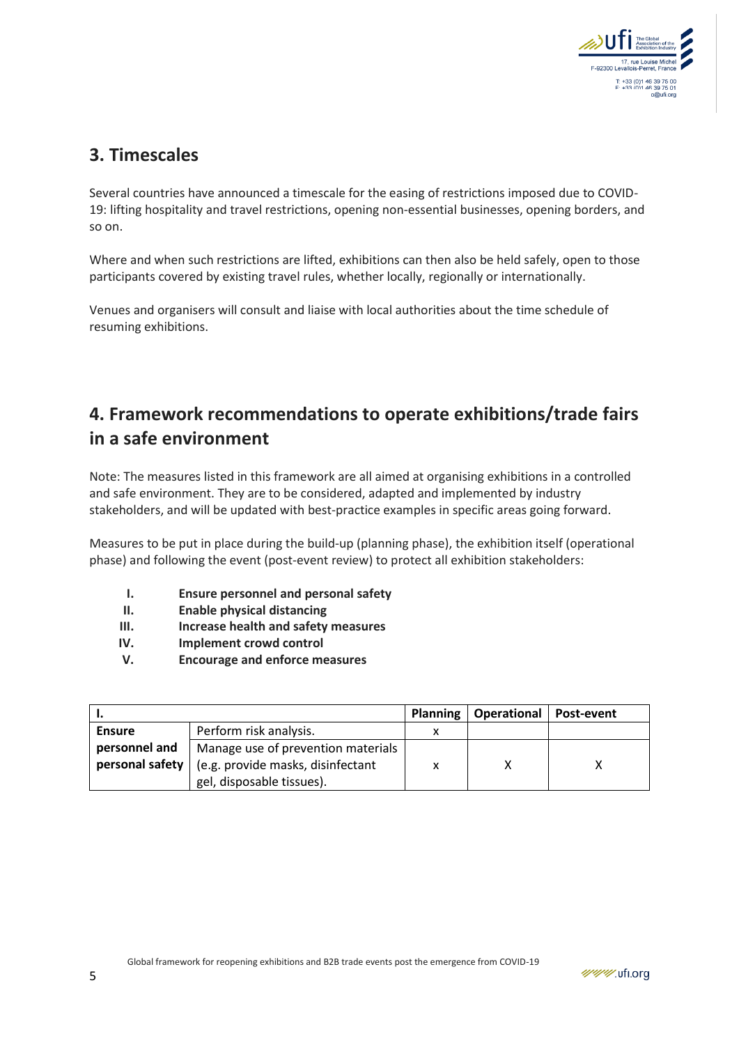## 3. Timescales

Several countries have announced a timescale for the easing of restrictions imposed due to COVID-19: lifting hospitality and travel restrictions, opening non-essential businesses, opening borders, and so on.

Where and when such restrictions are lifted, exhibitions can then also be held safely, open to those participants covered by existing travel rules, whether locally, regionally or internationally.

Venues and organisers will consult and liaise with local authorities about the time schedule of resuming exhibitions.

## 4. Framework recommendations to operate exhibitions/trade fairs in a safe environment

Note: The measures listed in this framework are all aimed at organising exhibitions in a controlled and safe environment. They are to be considered, adapted and implemented by industry stakeholders, and will be updated with best-practice examples in specific areas going forward.

Measures to be put in place during the build-up (planning phase), the exhibition itself (operational phase) and following the event (post-event review) to protect all exhibition stakeholders:

I. **Ensure personnel and personal safety**
II. **Enable physical distancing**
III. **Increase health and safety measures**
IV. **Implement crowd control**
V. **Encourage and enforce measures**

| I. | | Planning | Operational | Post-event |
|---|---|---|---|---|
| **Ensure personnel and personal safety** | Perform risk analysis. | x | | |
| | Manage use of prevention materials (e.g. provide masks, disinfectant gel, disposable tissues). | x | X | X |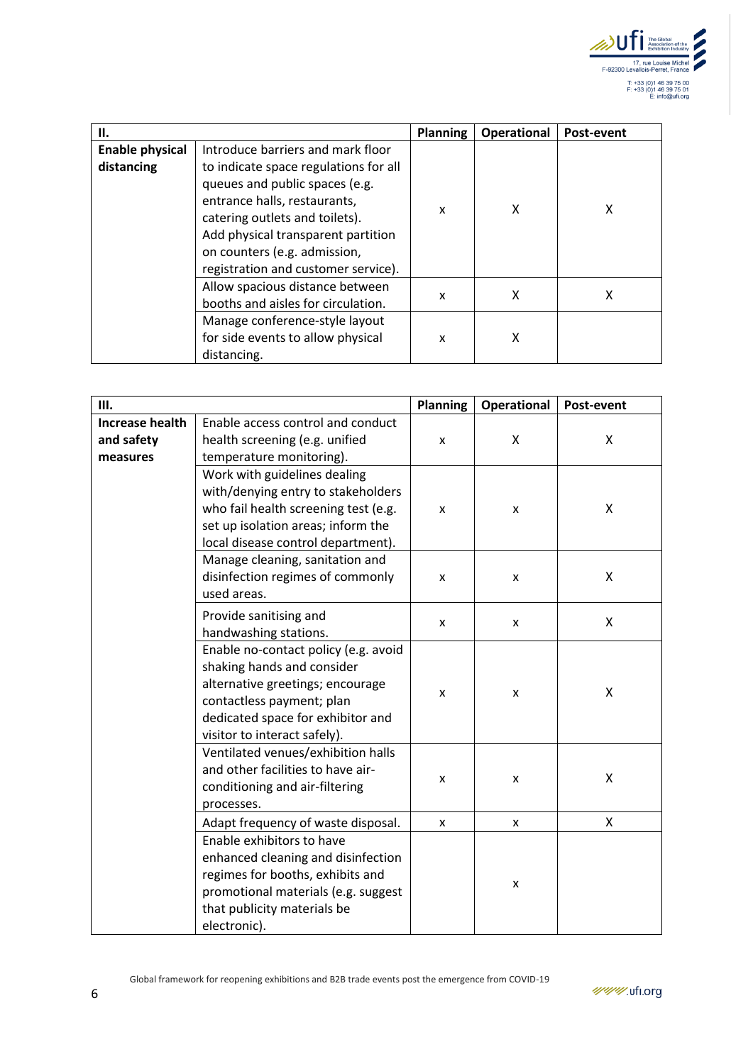| II. | | Planning | Operational | Post-event |
|---|---|---|---|---|
| **Enable physical distancing** | Introduce barriers and mark floor to indicate space regulations for all queues and public spaces (e.g. entrance halls, restaurants, catering outlets and toilets). Add physical transparent partition on counters (e.g. admission, registration and customer service). | x | X | X |
| | Allow spacious distance between booths and aisles for circulation. | x | X | X |
| | Manage conference-style layout for side events to allow physical distancing. | x | X | |

| III. | | Planning | Operational | Post-event |
|---|---|---|---|---|
| **Increase health and safety measures** | Enable access control and conduct health screening (e.g. unified temperature monitoring). | x | X | X |
| | Work with guidelines dealing with/denying entry to stakeholders who fail health screening test (e.g. set up isolation areas; inform the local disease control department). | x | x | X |
| | Manage cleaning, sanitation and disinfection regimes of commonly used areas. | x | x | X |
| | Provide sanitising and handwashing stations. | x | x | X |
| | Enable no-contact policy (e.g. avoid shaking hands and consider alternative greetings; encourage contactless payment; plan dedicated space for exhibitor and visitor to interact safely). | x | x | X |
| | Ventilated venues/exhibition halls and other facilities to have air-conditioning and air-filtering processes. | x | x | X |
| | Adapt frequency of waste disposal. | x | x | X |
| | Enable exhibitors to have enhanced cleaning and disinfection regimes for booths, exhibits and promotional materials (e.g. suggest that publicity materials be electronic). | | x | |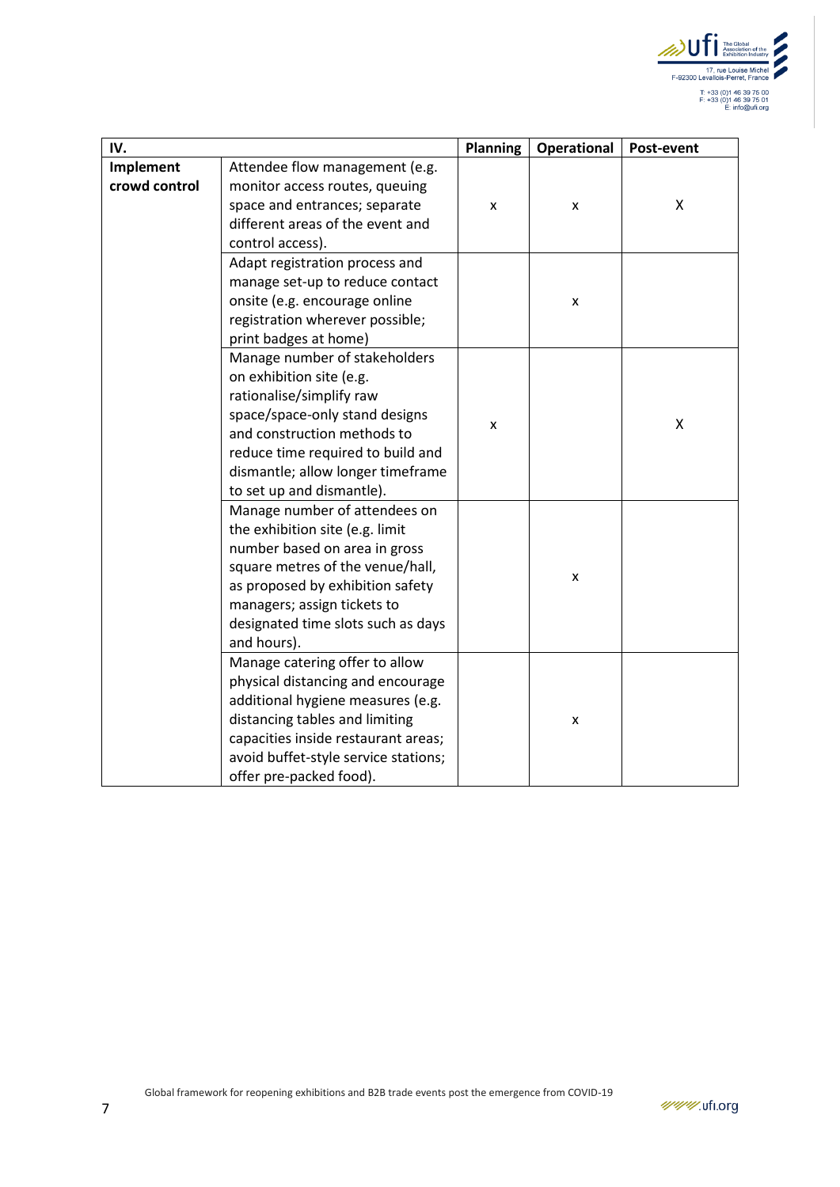| IV. | | Planning | Operational | Post-event |
|---|---|---|---|---|
| **Implement crowd control** | Attendee flow management (e.g. monitor access routes, queuing space and entrances; separate different areas of the event and control access). | x | x | X |
| | Adapt registration process and manage set-up to reduce contact onsite (e.g. encourage online registration wherever possible; print badges at home) | | x | |
| | Manage number of stakeholders on exhibition site (e.g. rationalise/simplify raw space/space-only stand designs and construction methods to reduce time required to build and dismantle; allow longer timeframe to set up and dismantle). | x | | X |
| | Manage number of attendees on the exhibition site (e.g. limit number based on area in gross square metres of the venue/hall, as proposed by exhibition safety managers; assign tickets to designated time slots such as days and hours). | | x | |
| | Manage catering offer to allow physical distancing and encourage additional hygiene measures (e.g. distancing tables and limiting capacities inside restaurant areas; avoid buffet-style service stations; offer pre-packed food). | | x | |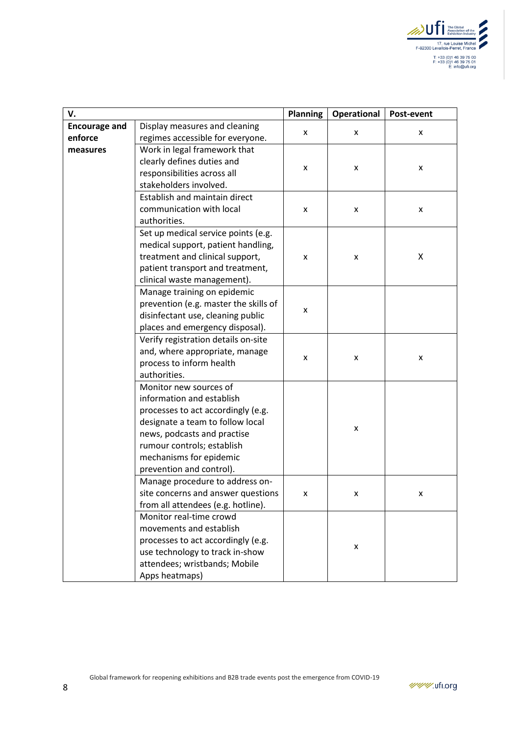| V. | | Planning | Operational | Post-event |
|---|---|---|---|---|
| **Encourage and enforce measures** | Display measures and cleaning regimes accessible for everyone. | x | x | x |
| | Work in legal framework that clearly defines duties and responsibilities across all stakeholders involved. | x | x | x |
| | Establish and maintain direct communication with local authorities. | x | x | x |
| | Set up medical service points (e.g. medical support, patient handling, treatment and clinical support, patient transport and treatment, clinical waste management). | x | x | X |
| | Manage training on epidemic prevention (e.g. master the skills of disinfectant use, cleaning public places and emergency disposal). | x | | |
| | Verify registration details on-site and, where appropriate, manage process to inform health authorities. | x | x | x |
| | Monitor new sources of information and establish processes to act accordingly (e.g. designate a team to follow local news, podcasts and practise rumour controls; establish mechanisms for epidemic prevention and control). | | x | |
| | Manage procedure to address on-site concerns and answer questions from all attendees (e.g. hotline). | x | x | x |
| | Monitor real-time crowd movements and establish processes to act accordingly (e.g. use technology to track in-show attendees; wristbands; Mobile Apps heatmaps) | | x | |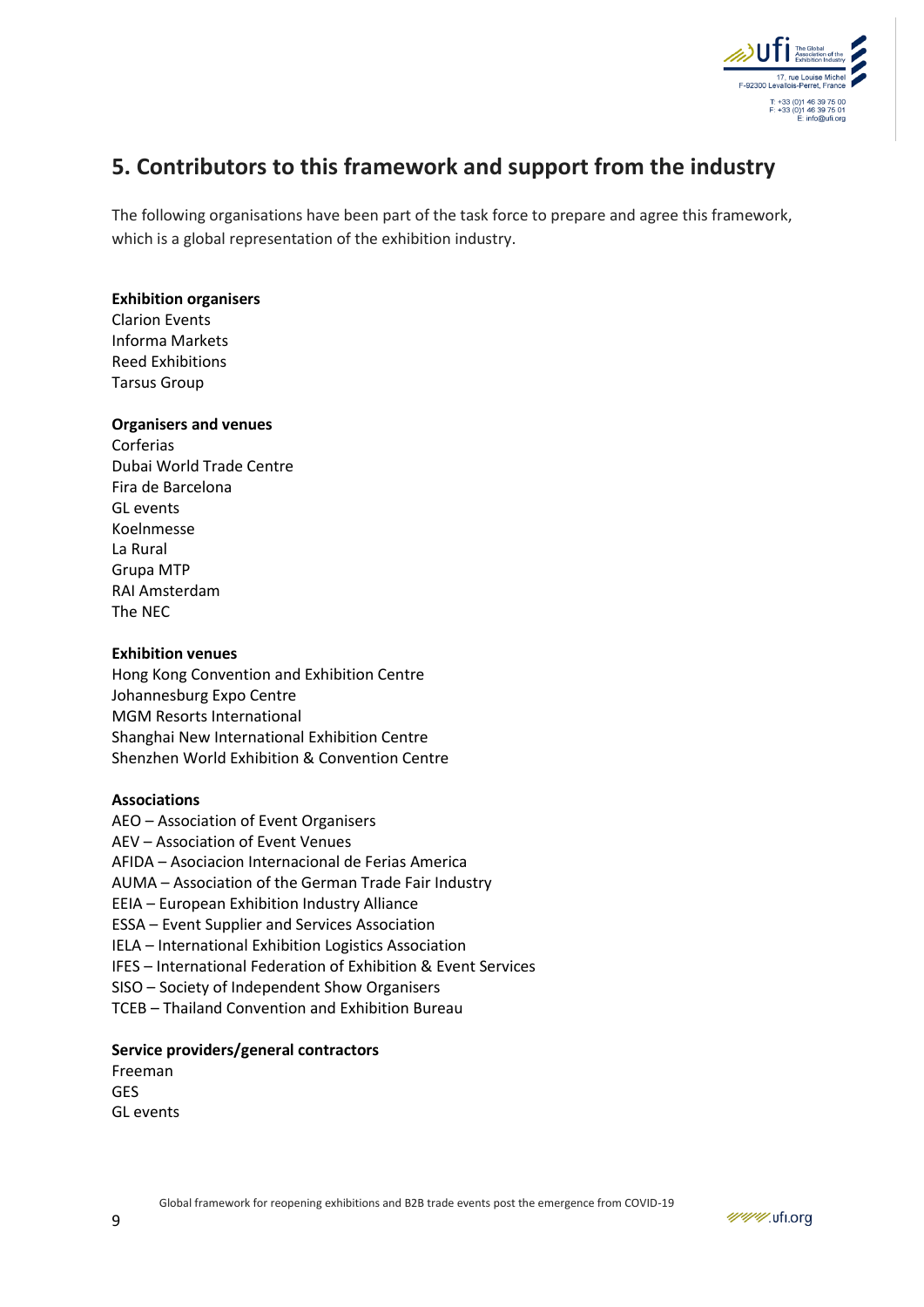## 5. Contributors to this framework and support from the industry

The following organisations have been part of the task force to prepare and agree this framework, which is a global representation of the exhibition industry.

**Exhibition organisers**
Clarion Events
Informa Markets
Reed Exhibitions
Tarsus Group

**Organisers and venues**
Corferias
Dubai World Trade Centre
Fira de Barcelona
GL events
Koelnmesse
La Rural
Grupa MTP
RAI Amsterdam
The NEC

**Exhibition venues**
Hong Kong Convention and Exhibition Centre
Johannesburg Expo Centre
MGM Resorts International
Shanghai New International Exhibition Centre
Shenzhen World Exhibition & Convention Centre

**Associations**
AEO – Association of Event Organisers
AEV – Association of Event Venues
AFIDA – Asociacion Internacional de Ferias America
AUMA – Association of the German Trade Fair Industry
EEIA – European Exhibition Industry Alliance
ESSA – Event Supplier and Services Association
IELA – International Exhibition Logistics Association
IFES – International Federation of Exhibition & Event Services
SISO – Society of Independent Show Organisers
TCEB – Thailand Convention and Exhibition Bureau

**Service providers/general contractors**
Freeman
GES
GL events